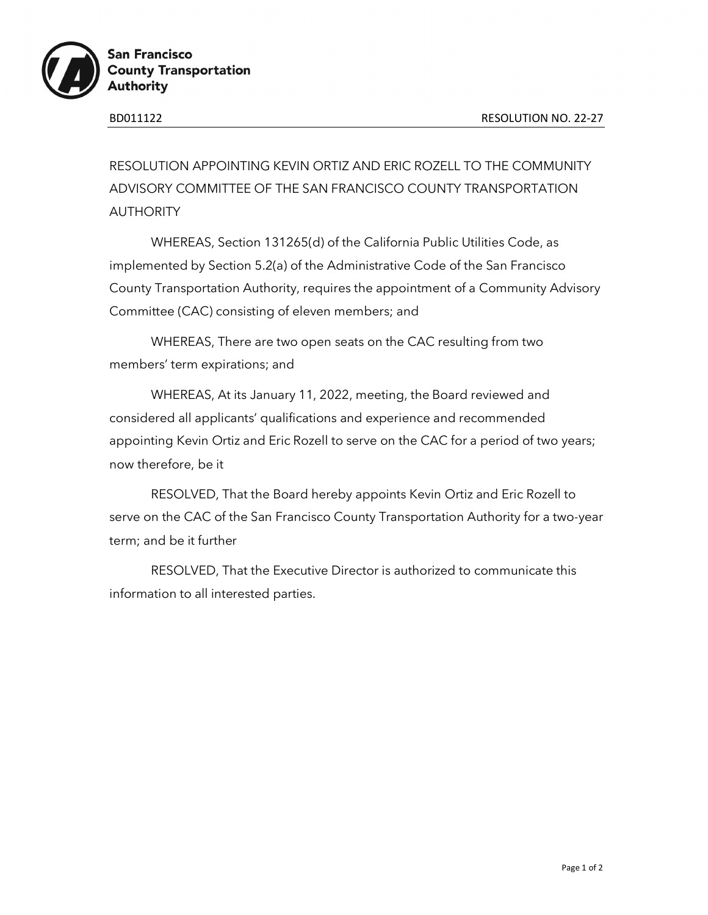San Francisco County Transportation Authority

BD011122 RESOLUTION NO. 22-27

RESOLUTION APPOINTING KEVIN ORTIZ AND ERIC ROZELL TO THE COMMUNITY ADVISORY COMMITTEE OF THE SAN FRANCISCO COUNTY TRANSPORTATION AUTHORITY

WHEREAS, Section 131265(d) of the California Public Utilities Code, as implemented by Section 5.2(a) of the Administrative Code of the San Francisco County Transportation Authority, requires the appointment of a Community Advisory Committee (CAC) consisting of eleven members; and

WHEREAS, There are two open seats on the CAC resulting from two members' term expirations; and

WHEREAS, At its January 11, 2022, meeting, the Board reviewed and considered all applicants' qualifications and experience and recommended appointing Kevin Ortiz and Eric Rozell to serve on the CAC for a period of two years; now therefore, be it

RESOLVED, That the Board hereby appoints Kevin Ortiz and Eric Rozell to serve on the CAC of the San Francisco County Transportation Authority for a two-year term; and be it further

RESOLVED, That the Executive Director is authorized to communicate this information to all interested parties.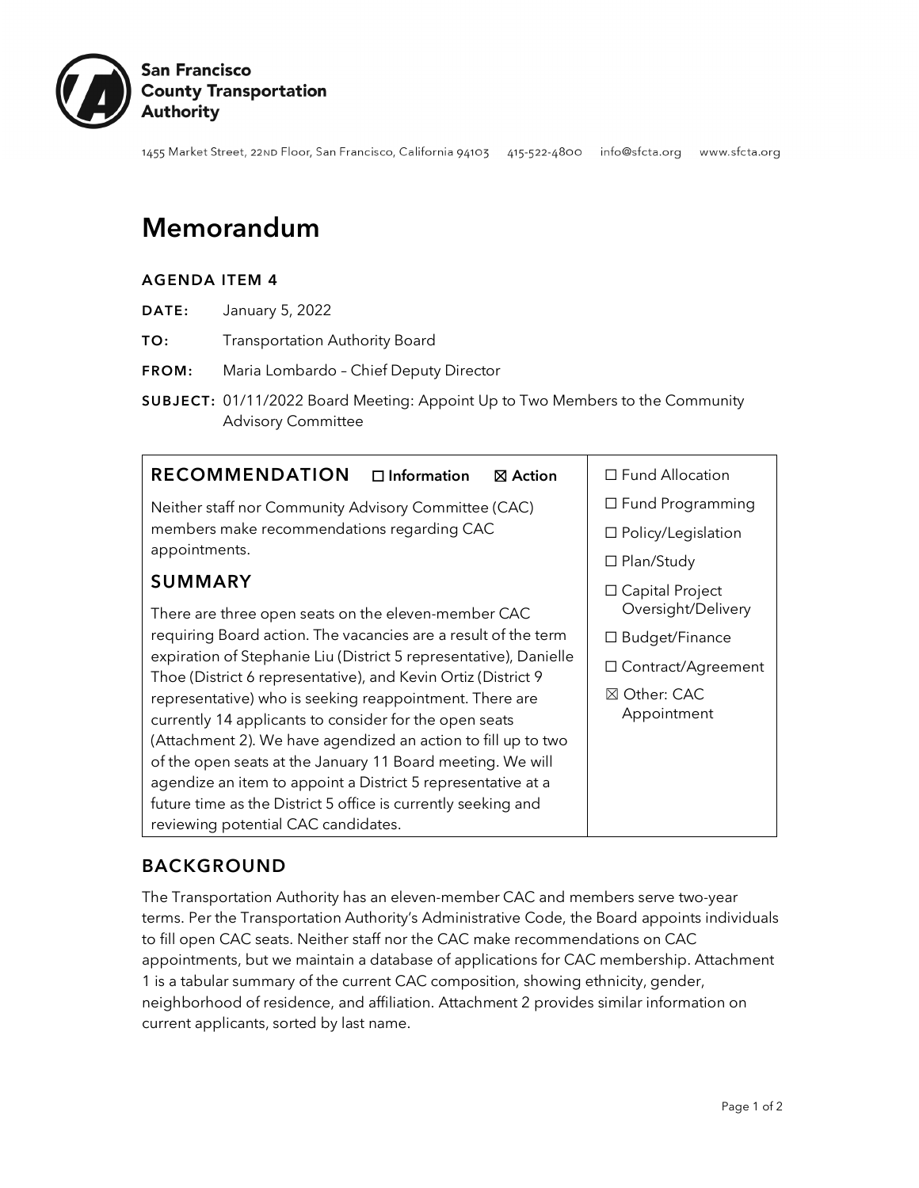# Memorandum

## AGENDA ITEM 4

**DATE:** January 5, 2022

**TO:** Transportation Authority Board

**FROM:** Maria Lombardo – Chief Deputy Director

**SUBJECT:** 01/11/2022 Board Meeting: Appoint Up to Two Members to the Community Advisory Committee

| RECOMMENDATION ☐ Information ☒ Action | |
|---|---|
| Neither staff nor Community Advisory Committee (CAC) members make recommendations regarding CAC appointments. | ☐ Fund Allocation<br>☐ Fund Programming<br>☐ Policy/Legislation<br>☐ Plan/Study<br>☐ Capital Project Oversight/Delivery<br>☐ Budget/Finance<br>☐ Contract/Agreement<br>☒ Other: CAC Appointment |
| **SUMMARY**<br>There are three open seats on the eleven-member CAC requiring Board action. The vacancies are a result of the term expiration of Stephanie Liu (District 5 representative), Danielle Thoe (District 6 representative), and Kevin Ortiz (District 9 representative) who is seeking reappointment. There are currently 14 applicants to consider for the open seats (Attachment 2). We have agendized an action to fill up to two of the open seats at the January 11 Board meeting. We will agendize an item to appoint a District 5 representative at a future time as the District 5 office is currently seeking and reviewing potential CAC candidates. | |

## BACKGROUND

The Transportation Authority has an eleven-member CAC and members serve two-year terms. Per the Transportation Authority's Administrative Code, the Board appoints individuals to fill open CAC seats. Neither staff nor the CAC make recommendations on CAC appointments, but we maintain a database of applications for CAC membership. Attachment 1 is a tabular summary of the current CAC composition, showing ethnicity, gender, neighborhood of residence, and affiliation. Attachment 2 provides similar information on current applicants, sorted by last name.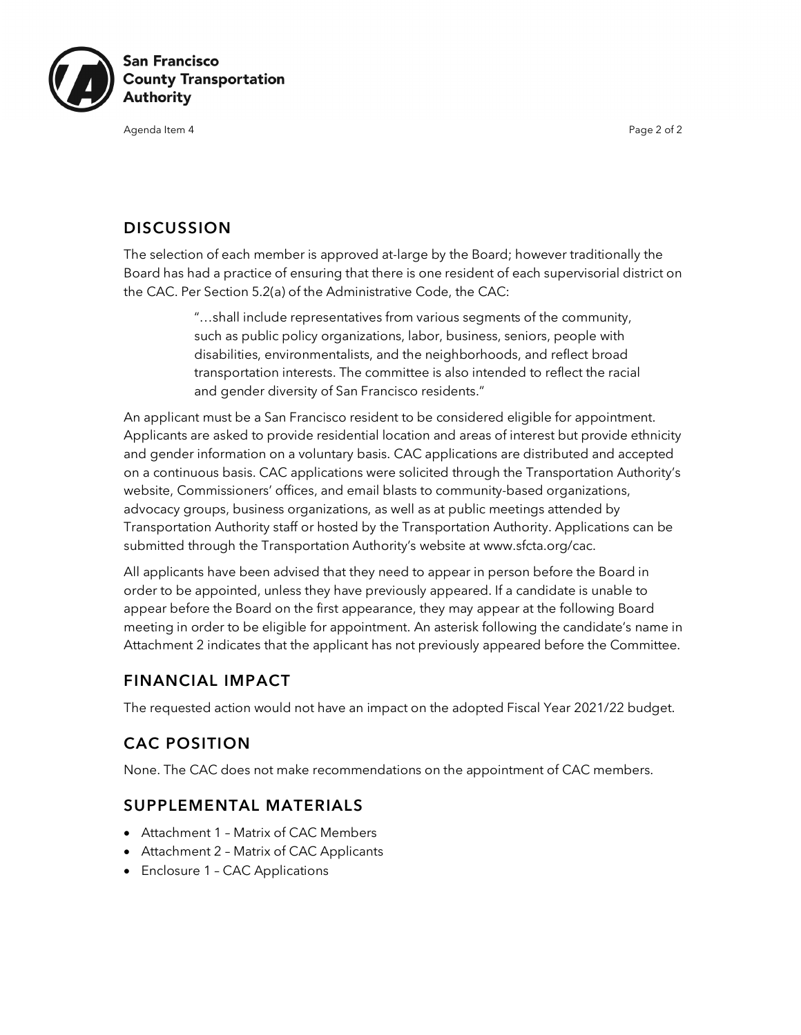## DISCUSSION

The selection of each member is approved at-large by the Board; however traditionally the Board has had a practice of ensuring that there is one resident of each supervisorial district on the CAC. Per Section 5.2(a) of the Administrative Code, the CAC:

> "…shall include representatives from various segments of the community, such as public policy organizations, labor, business, seniors, people with disabilities, environmentalists, and the neighborhoods, and reflect broad transportation interests. The committee is also intended to reflect the racial and gender diversity of San Francisco residents."

An applicant must be a San Francisco resident to be considered eligible for appointment. Applicants are asked to provide residential location and areas of interest but provide ethnicity and gender information on a voluntary basis. CAC applications are distributed and accepted on a continuous basis. CAC applications were solicited through the Transportation Authority's website, Commissioners' offices, and email blasts to community-based organizations, advocacy groups, business organizations, as well as at public meetings attended by Transportation Authority staff or hosted by the Transportation Authority. Applications can be submitted through the Transportation Authority's website at www.sfcta.org/cac.

All applicants have been advised that they need to appear in person before the Board in order to be appointed, unless they have previously appeared. If a candidate is unable to appear before the Board on the first appearance, they may appear at the following Board meeting in order to be eligible for appointment. An asterisk following the candidate's name in Attachment 2 indicates that the applicant has not previously appeared before the Committee.

## FINANCIAL IMPACT

The requested action would not have an impact on the adopted Fiscal Year 2021/22 budget.

## CAC POSITION

None. The CAC does not make recommendations on the appointment of CAC members.

## SUPPLEMENTAL MATERIALS

- Attachment 1 – Matrix of CAC Members
- Attachment 2 – Matrix of CAC Applicants
- Enclosure 1 – CAC Applications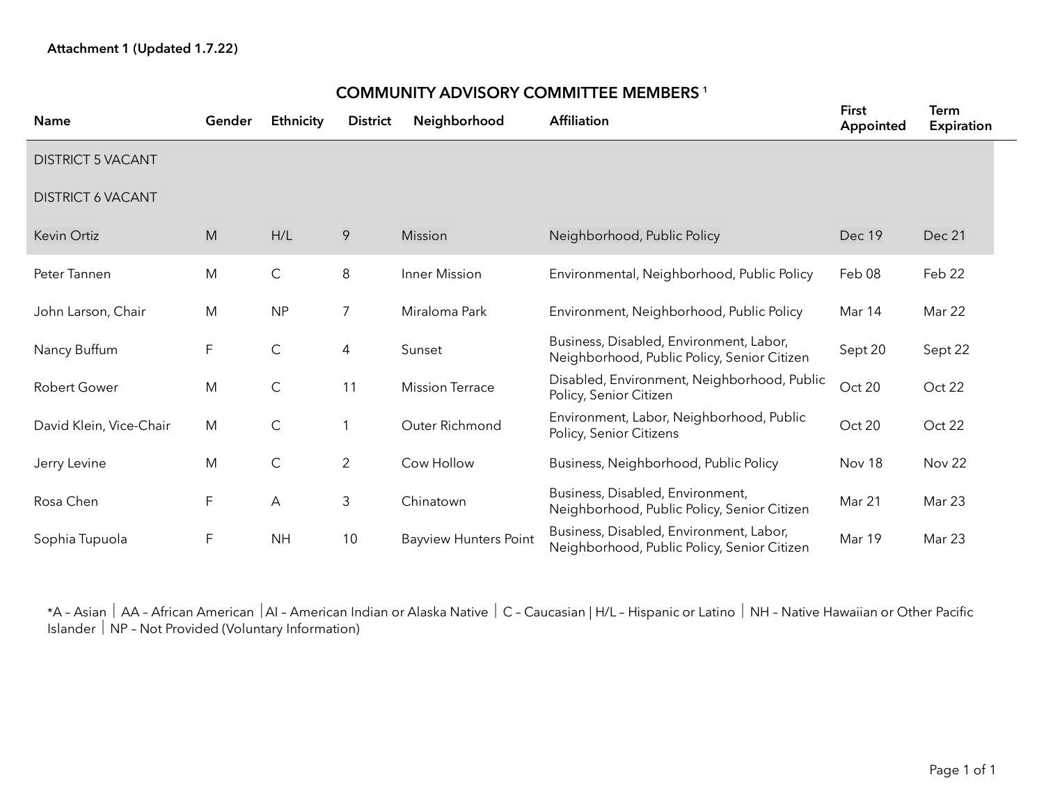**Attachment 1 (Updated 1.7.22)**

## COMMUNITY ADVISORY COMMITTEE MEMBERS [1]

| Name | Gender | Ethnicity | District | Neighborhood | Affiliation | First Appointed | Term Expiration |
|---|---|---|---|---|---|---|---|
| DISTRICT 5 VACANT | | | | | | | |
| DISTRICT 6 VACANT | | | | | | | |
| Kevin Ortiz | M | H/L | 9 | Mission | Neighborhood, Public Policy | Dec 19 | Dec 21 |
| Peter Tannen | M | C | 8 | Inner Mission | Environmental, Neighborhood, Public Policy | Feb 08 | Feb 22 |
| John Larson, Chair | M | NP | 7 | Miraloma Park | Environment, Neighborhood, Public Policy | Mar 14 | Mar 22 |
| Nancy Buffum | F | C | 4 | Sunset | Business, Disabled, Environment, Labor, Neighborhood, Public Policy, Senior Citizen | Sept 20 | Sept 22 |
| Robert Gower | M | C | 11 | Mission Terrace | Disabled, Environment, Neighborhood, Public Policy, Senior Citizen | Oct 20 | Oct 22 |
| David Klein, Vice-Chair | M | C | 1 | Outer Richmond | Environment, Labor, Neighborhood, Public Policy, Senior Citizens | Oct 20 | Oct 22 |
| Jerry Levine | M | C | 2 | Cow Hollow | Business, Neighborhood, Public Policy | Nov 18 | Nov 22 |
| Rosa Chen | F | A | 3 | Chinatown | Business, Disabled, Environment, Neighborhood, Public Policy, Senior Citizen | Mar 21 | Mar 23 |
| Sophia Tupuola | F | NH | 10 | Bayview Hunters Point | Business, Disabled, Environment, Labor, Neighborhood, Public Policy, Senior Citizen | Mar 19 | Mar 23 |

*A – Asian | AA – African American | AI – American Indian or Alaska Native | C – Caucasian | H/L – Hispanic or Latino | NH – Native Hawaiian or Other Pacific Islander | NP – Not Provided (Voluntary Information)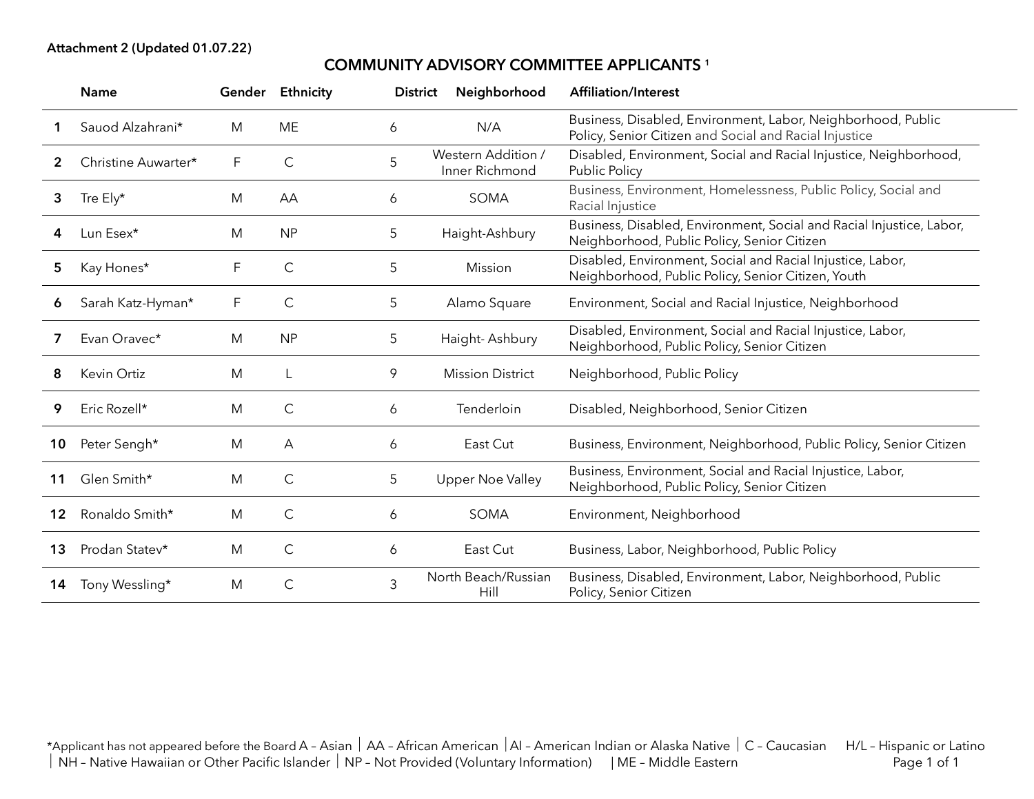**Attachment 2 (Updated 01.07.22)**

## COMMUNITY ADVISORY COMMITTEE APPLICANTS [1]

| | Name | Gender | Ethnicity | District | Neighborhood | Affiliation/Interest |
|---|---|---|---|---|---|---|
| 1 | Sauod Alzahrani* | M | ME | 6 | N/A | Business, Disabled, Environment, Labor, Neighborhood, Public Policy, Senior Citizen and Social and Racial Injustice |
| 2 | Christine Auwarter* | F | C | 5 | Western Addition / Inner Richmond | Disabled, Environment, Social and Racial Injustice, Neighborhood, Public Policy |
| 3 | Tre Ely* | M | AA | 6 | SOMA | Business, Environment, Homelessness, Public Policy, Social and Racial Injustice |
| 4 | Lun Esex* | M | NP | 5 | Haight-Ashbury | Business, Disabled, Environment, Social and Racial Injustice, Labor, Neighborhood, Public Policy, Senior Citizen |
| 5 | Kay Hones* | F | C | 5 | Mission | Disabled, Environment, Social and Racial Injustice, Labor, Neighborhood, Public Policy, Senior Citizen, Youth |
| 6 | Sarah Katz-Hyman* | F | C | 5 | Alamo Square | Environment, Social and Racial Injustice, Neighborhood |
| 7 | Evan Oravec* | M | NP | 5 | Haight- Ashbury | Disabled, Environment, Social and Racial Injustice, Labor, Neighborhood, Public Policy, Senior Citizen |
| 8 | Kevin Ortiz | M | L | 9 | Mission District | Neighborhood, Public Policy |
| 9 | Eric Rozell* | M | C | 6 | Tenderloin | Disabled, Neighborhood, Senior Citizen |
| 10 | Peter Sengh* | M | A | 6 | East Cut | Business, Environment, Neighborhood, Public Policy, Senior Citizen |
| 11 | Glen Smith* | M | C | 5 | Upper Noe Valley | Business, Environment, Social and Racial Injustice, Labor, Neighborhood, Public Policy, Senior Citizen |
| 12 | Ronaldo Smith* | M | C | 6 | SOMA | Environment, Neighborhood |
| 13 | Prodan Statev* | M | C | 6 | East Cut | Business, Labor, Neighborhood, Public Policy |
| 14 | Tony Wessling* | M | C | 3 | North Beach/Russian Hill | Business, Disabled, Environment, Labor, Neighborhood, Public Policy, Senior Citizen |

*Applicant has not appeared before the Board A – Asian | AA – African American | AI – American Indian or Alaska Native | C – Caucasian H/L – Hispanic or Latino | NH – Native Hawaiian or Other Pacific Islander | NP – Not Provided (Voluntary Information) | ME – Middle Eastern